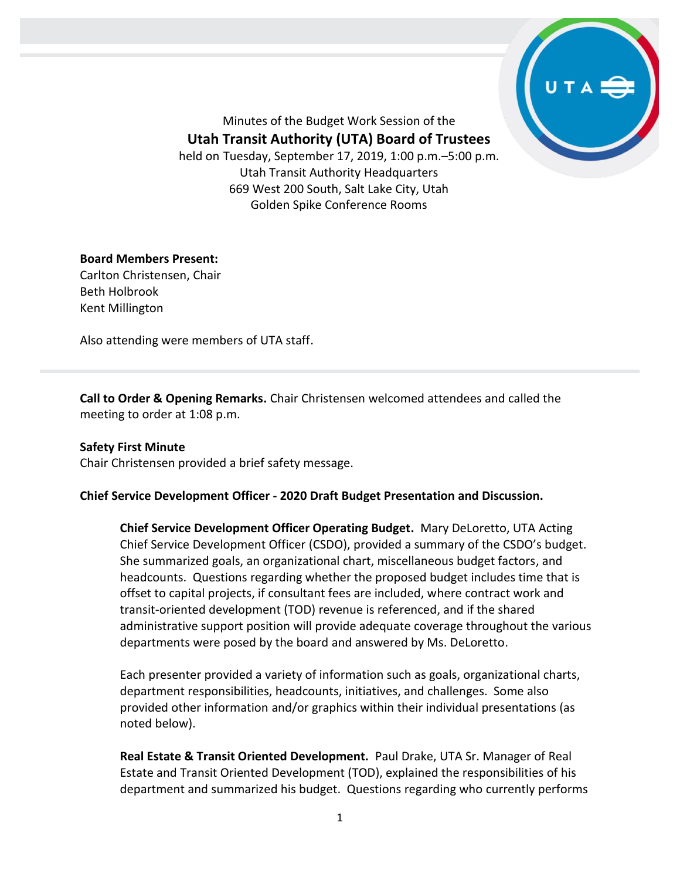Minutes of the Budget Work Session of the

# Utah Transit Authority (UTA) Board of Trustees

held on Tuesday, September 17, 2019, 1:00 p.m.–5:00 p.m.
Utah Transit Authority Headquarters
669 West 200 South, Salt Lake City, Utah
Golden Spike Conference Rooms

**Board Members Present:**
Carlton Christensen, Chair
Beth Holbrook
Kent Millington

Also attending were members of UTA staff.

---

**Call to Order & Opening Remarks.** Chair Christensen welcomed attendees and called the meeting to order at 1:08 p.m.

**Safety First Minute**
Chair Christensen provided a brief safety message.

**Chief Service Development Officer - 2020 Draft Budget Presentation and Discussion.**

**Chief Service Development Officer Operating Budget.** Mary DeLoretto, UTA Acting Chief Service Development Officer (CSDO), provided a summary of the CSDO's budget. She summarized goals, an organizational chart, miscellaneous budget factors, and headcounts. Questions regarding whether the proposed budget includes time that is offset to capital projects, if consultant fees are included, where contract work and transit-oriented development (TOD) revenue is referenced, and if the shared administrative support position will provide adequate coverage throughout the various departments were posed by the board and answered by Ms. DeLoretto.

Each presenter provided a variety of information such as goals, organizational charts, department responsibilities, headcounts, initiatives, and challenges. Some also provided other information and/or graphics within their individual presentations (as noted below).

**Real Estate & Transit Oriented Development.** Paul Drake, UTA Sr. Manager of Real Estate and Transit Oriented Development (TOD), explained the responsibilities of his department and summarized his budget. Questions regarding who currently performs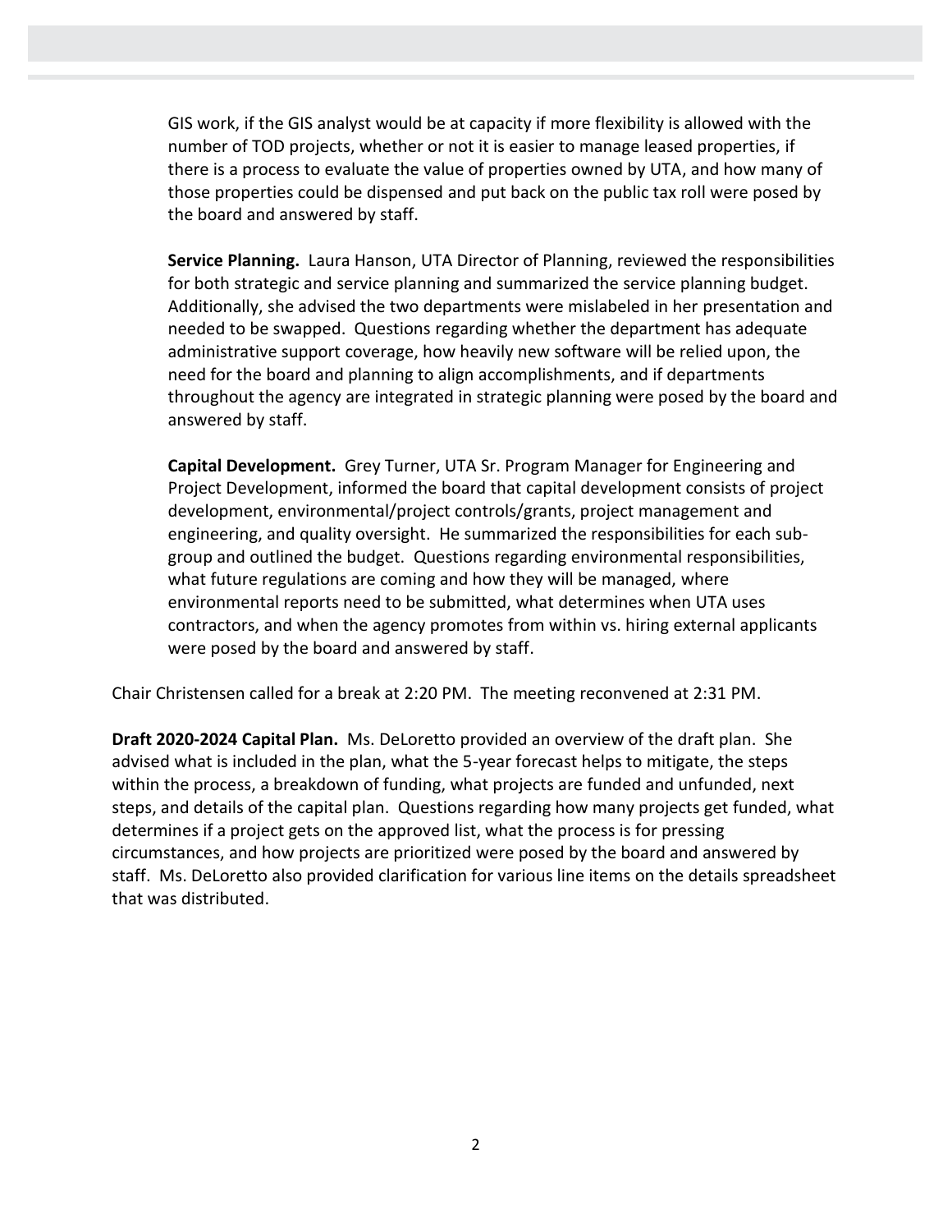GIS work, if the GIS analyst would be at capacity if more flexibility is allowed with the number of TOD projects, whether or not it is easier to manage leased properties, if there is a process to evaluate the value of properties owned by UTA, and how many of those properties could be dispensed and put back on the public tax roll were posed by the board and answered by staff.

**Service Planning.** Laura Hanson, UTA Director of Planning, reviewed the responsibilities for both strategic and service planning and summarized the service planning budget. Additionally, she advised the two departments were mislabeled in her presentation and needed to be swapped. Questions regarding whether the department has adequate administrative support coverage, how heavily new software will be relied upon, the need for the board and planning to align accomplishments, and if departments throughout the agency are integrated in strategic planning were posed by the board and answered by staff.

**Capital Development.** Grey Turner, UTA Sr. Program Manager for Engineering and Project Development, informed the board that capital development consists of project development, environmental/project controls/grants, project management and engineering, and quality oversight. He summarized the responsibilities for each sub-group and outlined the budget. Questions regarding environmental responsibilities, what future regulations are coming and how they will be managed, where environmental reports need to be submitted, what determines when UTA uses contractors, and when the agency promotes from within vs. hiring external applicants were posed by the board and answered by staff.

Chair Christensen called for a break at 2:20 PM. The meeting reconvened at 2:31 PM.

**Draft 2020-2024 Capital Plan.** Ms. DeLoretto provided an overview of the draft plan. She advised what is included in the plan, what the 5-year forecast helps to mitigate, the steps within the process, a breakdown of funding, what projects are funded and unfunded, next steps, and details of the capital plan. Questions regarding how many projects get funded, what determines if a project gets on the approved list, what the process is for pressing circumstances, and how projects are prioritized were posed by the board and answered by staff. Ms. DeLoretto also provided clarification for various line items on the details spreadsheet that was distributed.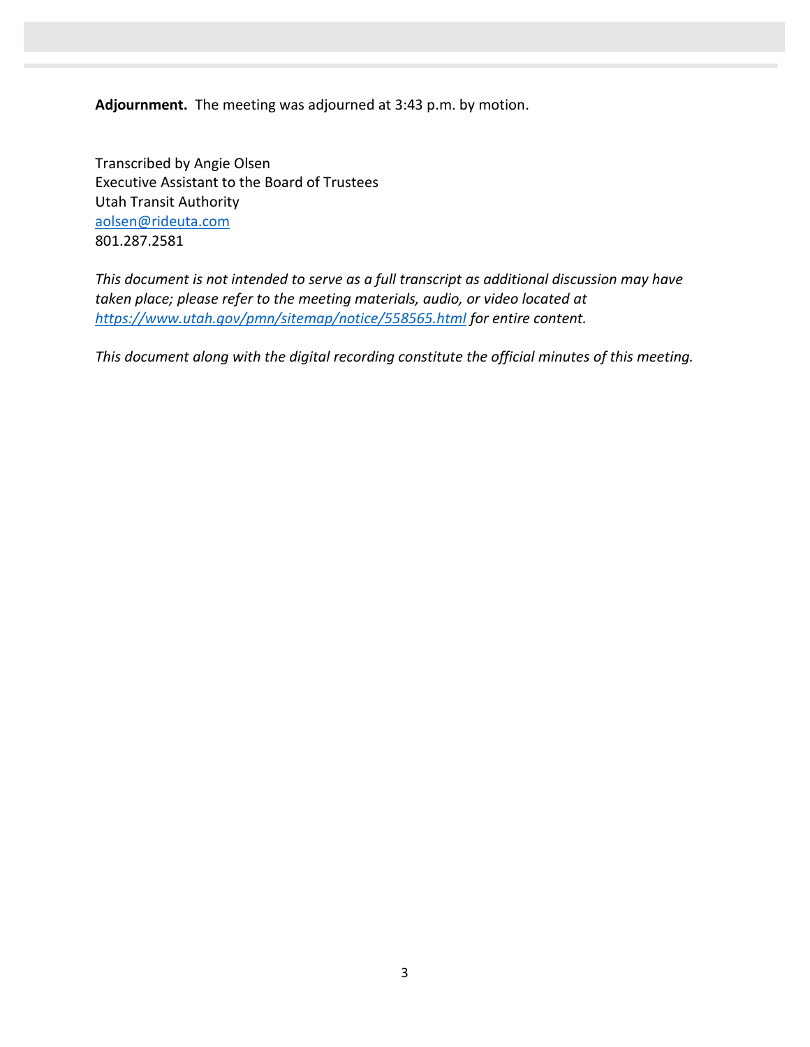**Adjournment.** The meeting was adjourned at 3:43 p.m. by motion.

Transcribed by Angie Olsen
Executive Assistant to the Board of Trustees
Utah Transit Authority
aolsen@rideuta.com
801.287.2581

*This document is not intended to serve as a full transcript as additional discussion may have taken place; please refer to the meeting materials, audio, or video located at https://www.utah.gov/pmn/sitemap/notice/558565.html for entire content.*

*This document along with the digital recording constitute the official minutes of this meeting.*